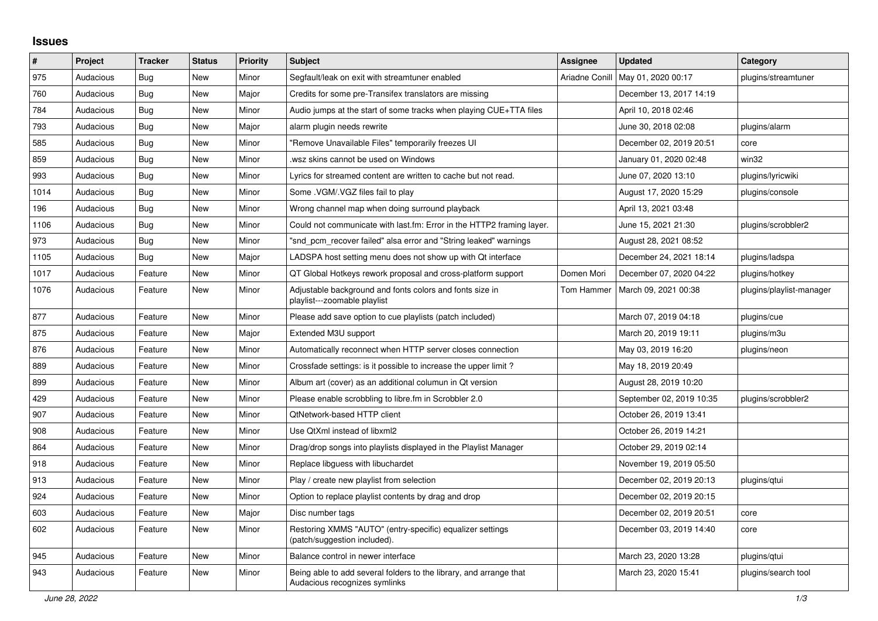## Issues

| # | Project | Tracker | Status | Priority | Subject | Assignee | Updated | Category |
|---|---|---|---|---|---|---|---|---|
| 975 | Audacious | Bug | New | Minor | Segfault/leak on exit with streamtuner enabled | Ariadne Conill | May 01, 2020 00:17 | plugins/streamtuner |
| 760 | Audacious | Bug | New | Major | Credits for some pre-Transifex translators are missing | | December 13, 2017 14:19 | |
| 784 | Audacious | Bug | New | Minor | Audio jumps at the start of some tracks when playing CUE+TTA files | | April 10, 2018 02:46 | |
| 793 | Audacious | Bug | New | Major | alarm plugin needs rewrite | | June 30, 2018 02:08 | plugins/alarm |
| 585 | Audacious | Bug | New | Minor | "Remove Unavailable Files" temporarily freezes UI | | December 02, 2019 20:51 | core |
| 859 | Audacious | Bug | New | Minor | .wsz skins cannot be used on Windows | | January 01, 2020 02:48 | win32 |
| 993 | Audacious | Bug | New | Minor | Lyrics for streamed content are written to cache but not read. | | June 07, 2020 13:10 | plugins/lyricwiki |
| 1014 | Audacious | Bug | New | Minor | Some .VGM/.VGZ files fail to play | | August 17, 2020 15:29 | plugins/console |
| 196 | Audacious | Bug | New | Minor | Wrong channel map when doing surround playback | | April 13, 2021 03:48 | |
| 1106 | Audacious | Bug | New | Minor | Could not communicate with last.fm: Error in the HTTP2 framing layer. | | June 15, 2021 21:30 | plugins/scrobbler2 |
| 973 | Audacious | Bug | New | Minor | "snd_pcm_recover failed" alsa error and "String leaked" warnings | | August 28, 2021 08:52 | |
| 1105 | Audacious | Bug | New | Major | LADSPA host setting menu does not show up with Qt interface | | December 24, 2021 18:14 | plugins/ladspa |
| 1017 | Audacious | Feature | New | Minor | QT Global Hotkeys rework proposal and cross-platform support | Domen Mori | December 07, 2020 04:22 | plugins/hotkey |
| 1076 | Audacious | Feature | New | Minor | Adjustable background and fonts colors and fonts size in playlist---zoomable playlist | Tom Hammer | March 09, 2021 00:38 | plugins/playlist-manager |
| 877 | Audacious | Feature | New | Minor | Please add save option to cue playlists (patch included) | | March 07, 2019 04:18 | plugins/cue |
| 875 | Audacious | Feature | New | Major | Extended M3U support | | March 20, 2019 19:11 | plugins/m3u |
| 876 | Audacious | Feature | New | Minor | Automatically reconnect when HTTP server closes connection | | May 03, 2019 16:20 | plugins/neon |
| 889 | Audacious | Feature | New | Minor | Crossfade settings: is it possible to increase the upper limit ? | | May 18, 2019 20:49 | |
| 899 | Audacious | Feature | New | Minor | Album art (cover) as an additional columun in Qt version | | August 28, 2019 10:20 | |
| 429 | Audacious | Feature | New | Minor | Please enable scrobbling to libre.fm in Scrobbler 2.0 | | September 02, 2019 10:35 | plugins/scrobbler2 |
| 907 | Audacious | Feature | New | Minor | QtNetwork-based HTTP client | | October 26, 2019 13:41 | |
| 908 | Audacious | Feature | New | Minor | Use QtXml instead of libxml2 | | October 26, 2019 14:21 | |
| 864 | Audacious | Feature | New | Minor | Drag/drop songs into playlists displayed in the Playlist Manager | | October 29, 2019 02:14 | |
| 918 | Audacious | Feature | New | Minor | Replace libguess with libuchardet | | November 19, 2019 05:50 | |
| 913 | Audacious | Feature | New | Minor | Play / create new playlist from selection | | December 02, 2019 20:13 | plugins/qtui |
| 924 | Audacious | Feature | New | Minor | Option to replace playlist contents by drag and drop | | December 02, 2019 20:15 | |
| 603 | Audacious | Feature | New | Major | Disc number tags | | December 02, 2019 20:51 | core |
| 602 | Audacious | Feature | New | Minor | Restoring XMMS "AUTO" (entry-specific) equalizer settings (patch/suggestion included). | | December 03, 2019 14:40 | core |
| 945 | Audacious | Feature | New | Minor | Balance control in newer interface | | March 23, 2020 13:28 | plugins/qtui |
| 943 | Audacious | Feature | New | Minor | Being able to add several folders to the library, and arrange that Audacious recognizes symlinks | | March 23, 2020 15:41 | plugins/search tool |

*June 28, 2022*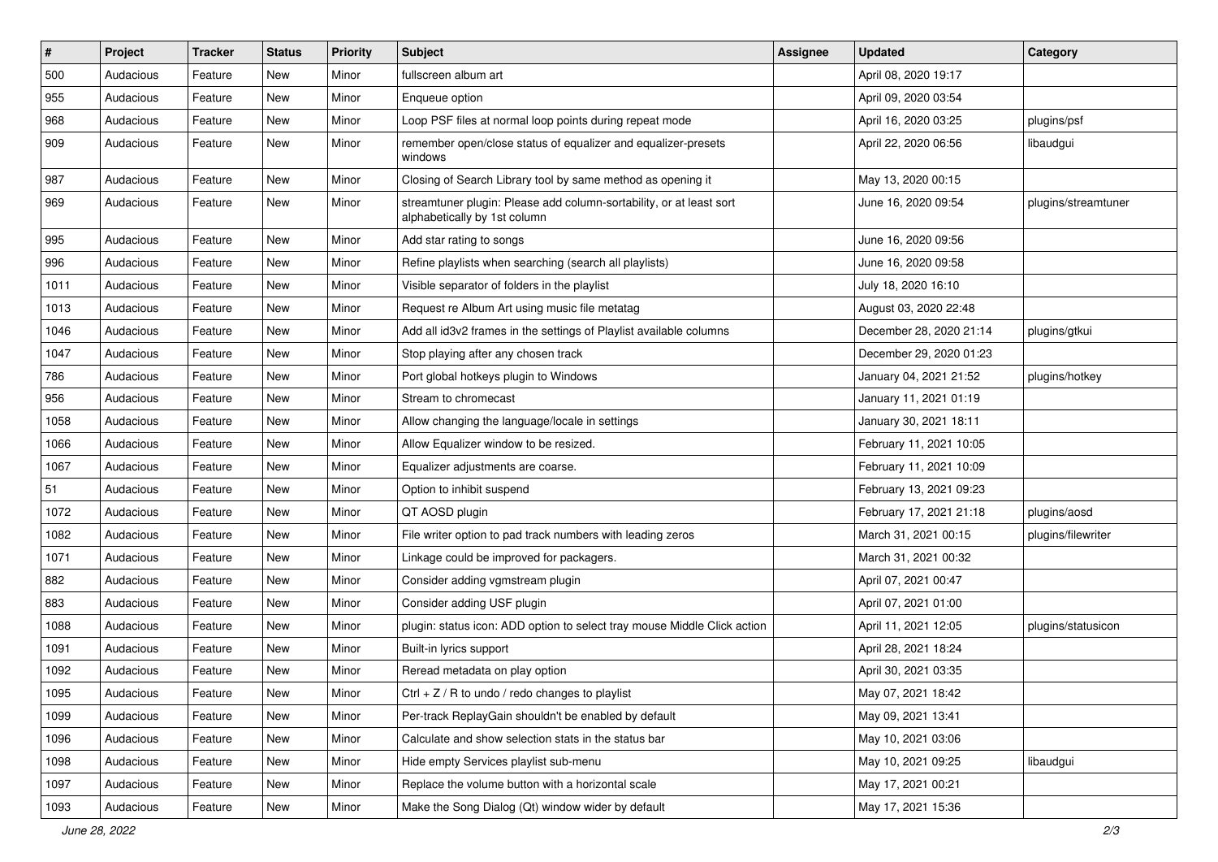| # | Project | Tracker | Status | Priority | Subject | Assignee | Updated | Category |
|---|---|---|---|---|---|---|---|---|
| 500 | Audacious | Feature | New | Minor | fullscreen album art | | April 08, 2020 19:17 | |
| 955 | Audacious | Feature | New | Minor | Enqueue option | | April 09, 2020 03:54 | |
| 968 | Audacious | Feature | New | Minor | Loop PSF files at normal loop points during repeat mode | | April 16, 2020 03:25 | plugins/psf |
| 909 | Audacious | Feature | New | Minor | remember open/close status of equalizer and equalizer-presets windows | | April 22, 2020 06:56 | libaudgui |
| 987 | Audacious | Feature | New | Minor | Closing of Search Library tool by same method as opening it | | May 13, 2020 00:15 | |
| 969 | Audacious | Feature | New | Minor | streamtuner plugin: Please add column-sortability, or at least sort alphabetically by 1st column | | June 16, 2020 09:54 | plugins/streamtuner |
| 995 | Audacious | Feature | New | Minor | Add star rating to songs | | June 16, 2020 09:56 | |
| 996 | Audacious | Feature | New | Minor | Refine playlists when searching (search all playlists) | | June 16, 2020 09:58 | |
| 1011 | Audacious | Feature | New | Minor | Visible separator of folders in the playlist | | July 18, 2020 16:10 | |
| 1013 | Audacious | Feature | New | Minor | Request re Album Art using music file metatag | | August 03, 2020 22:48 | |
| 1046 | Audacious | Feature | New | Minor | Add all id3v2 frames in the settings of Playlist available columns | | December 28, 2020 21:14 | plugins/gtkui |
| 1047 | Audacious | Feature | New | Minor | Stop playing after any chosen track | | December 29, 2020 01:23 | |
| 786 | Audacious | Feature | New | Minor | Port global hotkeys plugin to Windows | | January 04, 2021 21:52 | plugins/hotkey |
| 956 | Audacious | Feature | New | Minor | Stream to chromecast | | January 11, 2021 01:19 | |
| 1058 | Audacious | Feature | New | Minor | Allow changing the language/locale in settings | | January 30, 2021 18:11 | |
| 1066 | Audacious | Feature | New | Minor | Allow Equalizer window to be resized. | | February 11, 2021 10:05 | |
| 1067 | Audacious | Feature | New | Minor | Equalizer adjustments are coarse. | | February 11, 2021 10:09 | |
| 51 | Audacious | Feature | New | Minor | Option to inhibit suspend | | February 13, 2021 09:23 | |
| 1072 | Audacious | Feature | New | Minor | QT AOSD plugin | | February 17, 2021 21:18 | plugins/aosd |
| 1082 | Audacious | Feature | New | Minor | File writer option to pad track numbers with leading zeros | | March 31, 2021 00:15 | plugins/filewriter |
| 1071 | Audacious | Feature | New | Minor | Linkage could be improved for packagers. | | March 31, 2021 00:32 | |
| 882 | Audacious | Feature | New | Minor | Consider adding vgmstream plugin | | April 07, 2021 00:47 | |
| 883 | Audacious | Feature | New | Minor | Consider adding USF plugin | | April 07, 2021 01:00 | |
| 1088 | Audacious | Feature | New | Minor | plugin: status icon: ADD option to select tray mouse Middle Click action | | April 11, 2021 12:05 | plugins/statusicon |
| 1091 | Audacious | Feature | New | Minor | Built-in lyrics support | | April 28, 2021 18:24 | |
| 1092 | Audacious | Feature | New | Minor | Reread metadata on play option | | April 30, 2021 03:35 | |
| 1095 | Audacious | Feature | New | Minor | Ctrl + Z / R to undo / redo changes to playlist | | May 07, 2021 18:42 | |
| 1099 | Audacious | Feature | New | Minor | Per-track ReplayGain shouldn't be enabled by default | | May 09, 2021 13:41 | |
| 1096 | Audacious | Feature | New | Minor | Calculate and show selection stats in the status bar | | May 10, 2021 03:06 | |
| 1098 | Audacious | Feature | New | Minor | Hide empty Services playlist sub-menu | | May 10, 2021 09:25 | libaudgui |
| 1097 | Audacious | Feature | New | Minor | Replace the volume button with a horizontal scale | | May 17, 2021 00:21 | |
| 1093 | Audacious | Feature | New | Minor | Make the Song Dialog (Qt) window wider by default | | May 17, 2021 15:36 | |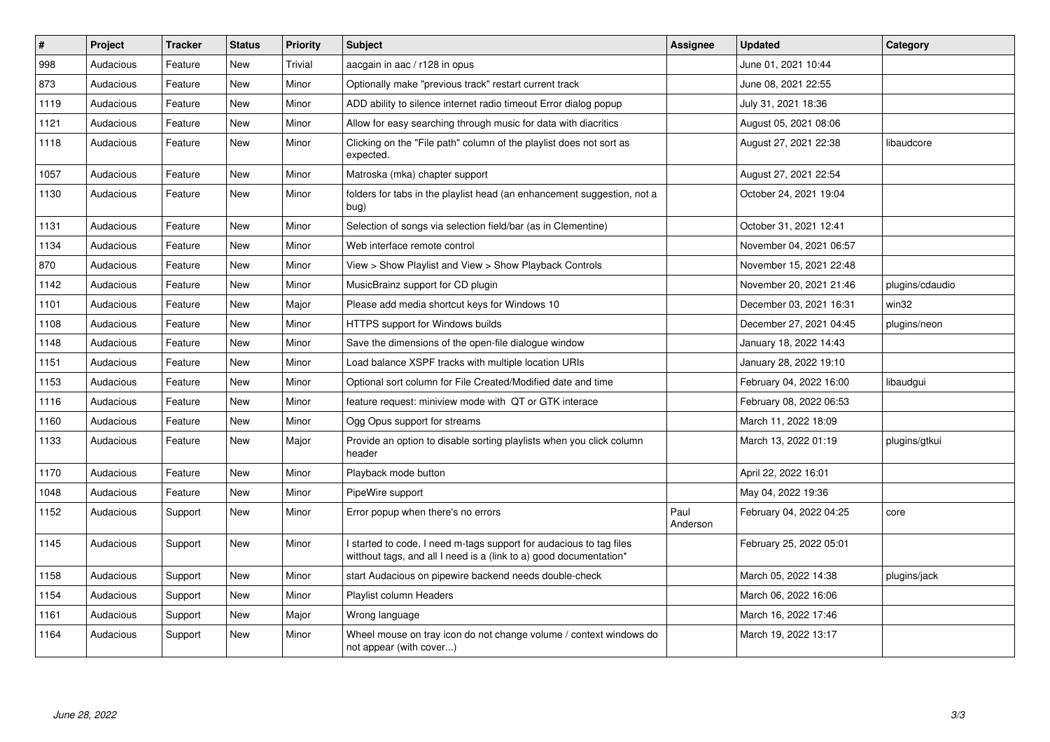| # | Project | Tracker | Status | Priority | Subject | Assignee | Updated | Category |
|---|---|---|---|---|---|---|---|---|
| 998 | Audacious | Feature | New | Trivial | aacgain in aac / r128 in opus | | June 01, 2021 10:44 | |
| 873 | Audacious | Feature | New | Minor | Optionally make "previous track" restart current track | | June 08, 2021 22:55 | |
| 1119 | Audacious | Feature | New | Minor | ADD ability to silence internet radio timeout Error dialog popup | | July 31, 2021 18:36 | |
| 1121 | Audacious | Feature | New | Minor | Allow for easy searching through music for data with diacritics | | August 05, 2021 08:06 | |
| 1118 | Audacious | Feature | New | Minor | Clicking on the "File path" column of the playlist does not sort as expected. | | August 27, 2021 22:38 | libaudcore |
| 1057 | Audacious | Feature | New | Minor | Matroska (mka) chapter support | | August 27, 2021 22:54 | |
| 1130 | Audacious | Feature | New | Minor | folders for tabs in the playlist head (an enhancement suggestion, not a bug) | | October 24, 2021 19:04 | |
| 1131 | Audacious | Feature | New | Minor | Selection of songs via selection field/bar (as in Clementine) | | October 31, 2021 12:41 | |
| 1134 | Audacious | Feature | New | Minor | Web interface remote control | | November 04, 2021 06:57 | |
| 870 | Audacious | Feature | New | Minor | View > Show Playlist and View > Show Playback Controls | | November 15, 2021 22:48 | |
| 1142 | Audacious | Feature | New | Minor | MusicBrainz support for CD plugin | | November 20, 2021 21:46 | plugins/cdaudio |
| 1101 | Audacious | Feature | New | Major | Please add media shortcut keys for Windows 10 | | December 03, 2021 16:31 | win32 |
| 1108 | Audacious | Feature | New | Minor | HTTPS support for Windows builds | | December 27, 2021 04:45 | plugins/neon |
| 1148 | Audacious | Feature | New | Minor | Save the dimensions of the open-file dialogue window | | January 18, 2022 14:43 | |
| 1151 | Audacious | Feature | New | Minor | Load balance XSPF tracks with multiple location URIs | | January 28, 2022 19:10 | |
| 1153 | Audacious | Feature | New | Minor | Optional sort column for File Created/Modified date and time | | February 04, 2022 16:00 | libaudgui |
| 1116 | Audacious | Feature | New | Minor | feature request: miniview mode with QT or GTK interace | | February 08, 2022 06:53 | |
| 1160 | Audacious | Feature | New | Minor | Ogg Opus support for streams | | March 11, 2022 18:09 | |
| 1133 | Audacious | Feature | New | Major | Provide an option to disable sorting playlists when you click column header | | March 13, 2022 01:19 | plugins/gtkui |
| 1170 | Audacious | Feature | New | Minor | Playback mode button | | April 22, 2022 16:01 | |
| 1048 | Audacious | Feature | New | Minor | PipeWire support | | May 04, 2022 19:36 | |
| 1152 | Audacious | Support | New | Minor | Error popup when there's no errors | Paul Anderson | February 04, 2022 04:25 | core |
| 1145 | Audacious | Support | New | Minor | I started to code, I need m-tags support for audacious to tag files witthout tags, and all I need is a (link to a) good documentation* | | February 25, 2022 05:01 | |
| 1158 | Audacious | Support | New | Minor | start Audacious on pipewire backend needs double-check | | March 05, 2022 14:38 | plugins/jack |
| 1154 | Audacious | Support | New | Minor | Playlist column Headers | | March 06, 2022 16:06 | |
| 1161 | Audacious | Support | New | Major | Wrong language | | March 16, 2022 17:46 | |
| 1164 | Audacious | Support | New | Minor | Wheel mouse on tray icon do not change volume / context windows do not appear (with cover...) | | March 19, 2022 13:17 | |

*June 28, 2022*